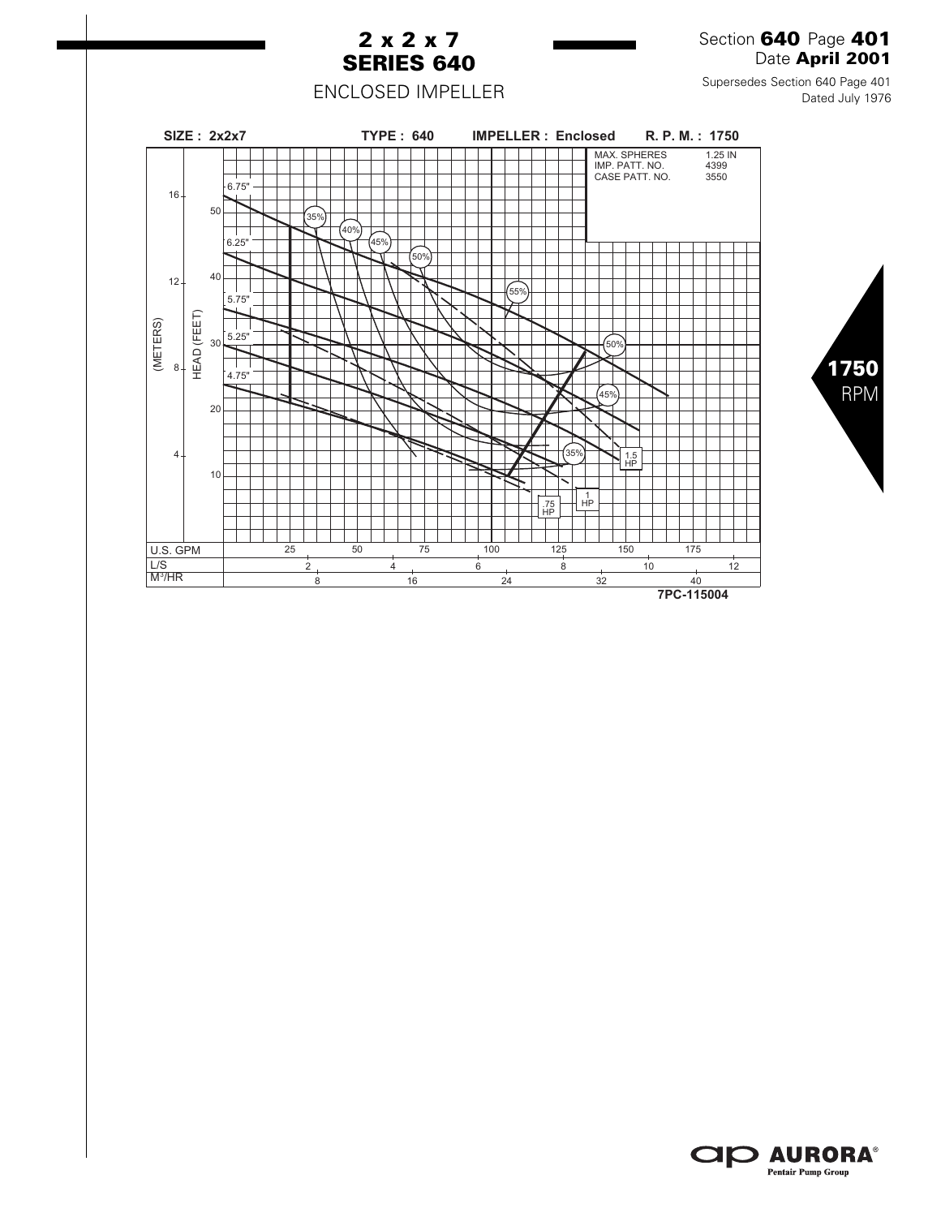# 2 x 2 x 7
# SERIES 640

## ENCLOSED IMPELLER

Section **640** Page **401**
Date **April 2001**

Supersedes Section 640 Page 401
Dated July 1976

**SIZE : 2x2x7** **TYPE : 640** **IMPELLER : Enclosed** **R. P. M. : 1750**

| MAX. SPHERES | 1.25 IN |
|---|---|
| IMP. PATT. NO. | 4399 |
| CASE PATT. NO. | 3550 |

Impeller diameters: 6.75", 6.25", 5.75", 5.25", 4.75"

Efficiency: 35%, 40%, 45%, 50%, 55%, 50%, 45%, 35%

Horsepower: .75 HP, 1 HP, 1.5 HP

HEAD (FEET): 10, 20, 30, 40, 50

(METERS): 4, 8, 12, 16

U.S. GPM: 25, 50, 75, 100, 125, 150, 175

L/S: 2, 4, 6, 8, 10, 12

$M^3/HR$: 8, 16, 24, 32, 40

**7PC-115004**

**1750** RPM

**AURORA®** Pentair Pump Group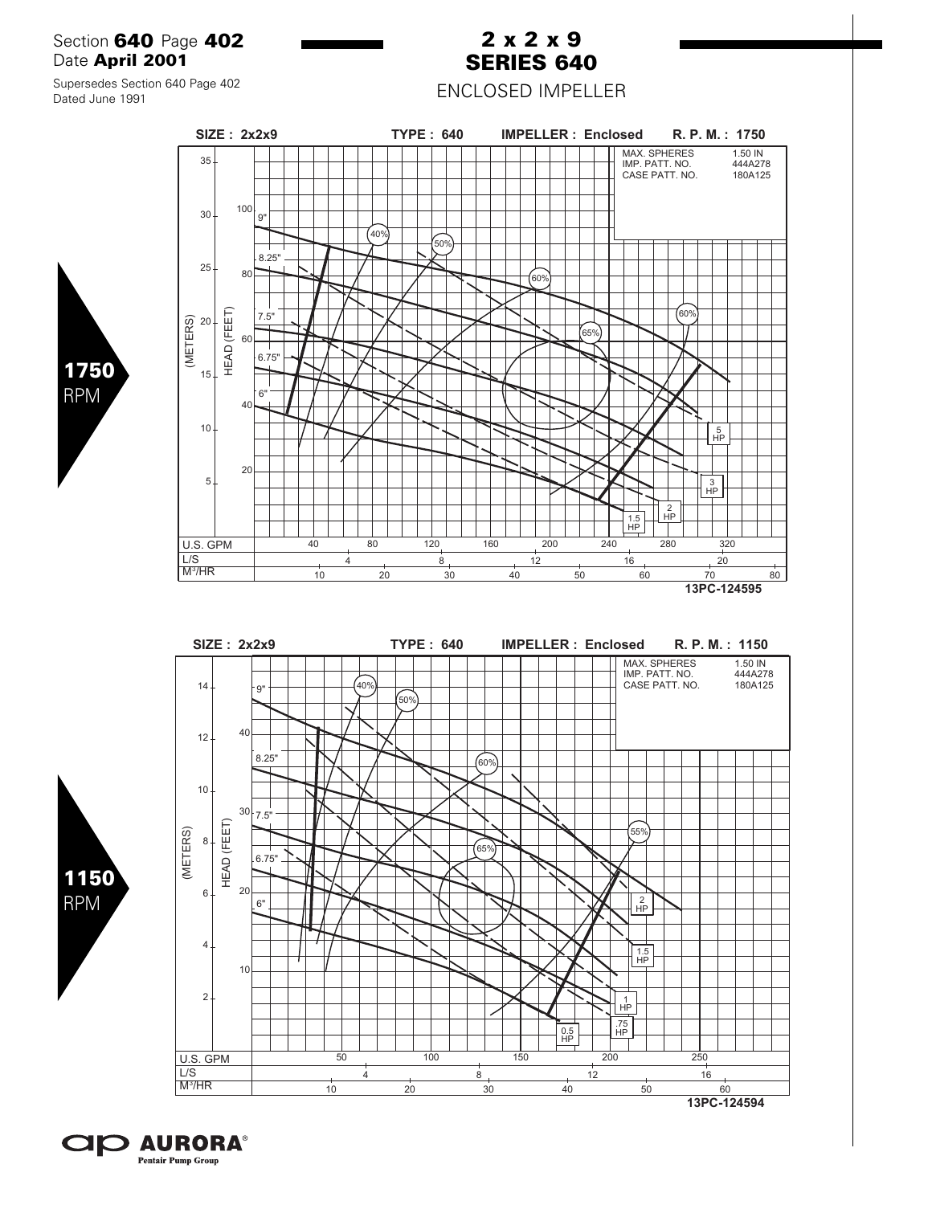Section **640** Page **402**
Date **April 2001**

Supersedes Section 640 Page 402
Dated June 1991

# 2 x 2 x 9 SERIES 640

## ENCLOSED IMPELLER

**1750** RPM

**SIZE : 2x2x9** **TYPE : 640** **IMPELLER : Enclosed** **R. P. M. : 1750**

| | |
|---|---|
| MAX. SPHERES | 1.50 IN |
| IMP. PATT. NO. | 444A278 |
| CASE PATT. NO. | 180A125 |

Impeller diameters: 9", 8.25", 7.5", 6.75", 6"

Efficiency: 40%, 50%, 60%, 65%, 60%

Power: 1.5 HP, 2 HP, 3 HP, 5 HP

(METERS): 5, 10, 15, 20, 25, 30, 35
HEAD (FEET): 20, 40, 60, 80, 100

U.S. GPM: 40, 80, 120, 160, 200, 240, 280, 320
L/S: 4, 8, 12, 16, 20
$M^3$/HR: 10, 20, 30, 40, 50, 60, 70, 80

**13PC-124595**

**1150** RPM

**SIZE : 2x2x9** **TYPE : 640** **IMPELLER : Enclosed** **R. P. M. : 1150**

| | |
|---|---|
| MAX. SPHERES | 1.50 IN |
| IMP. PATT. NO. | 444A278 |
| CASE PATT. NO. | 180A125 |

Impeller diameters: 9", 8.25", 7.5", 6.75", 6"

Efficiency: 40%, 50%, 60%, 65%, 55%

Power: 0.5 HP, .75 HP, 1 HP, 1.5 HP, 2 HP

(METERS): 2, 4, 6, 8, 10, 12, 14
HEAD (FEET): 10, 20, 30, 40

U.S. GPM: 50, 100, 150, 200, 250
L/S: 4, 8, 12, 16
$M^3$/HR: 10, 20, 30, 40, 50, 60

**13PC-124594**

**AURORA**®
Pentair Pump Group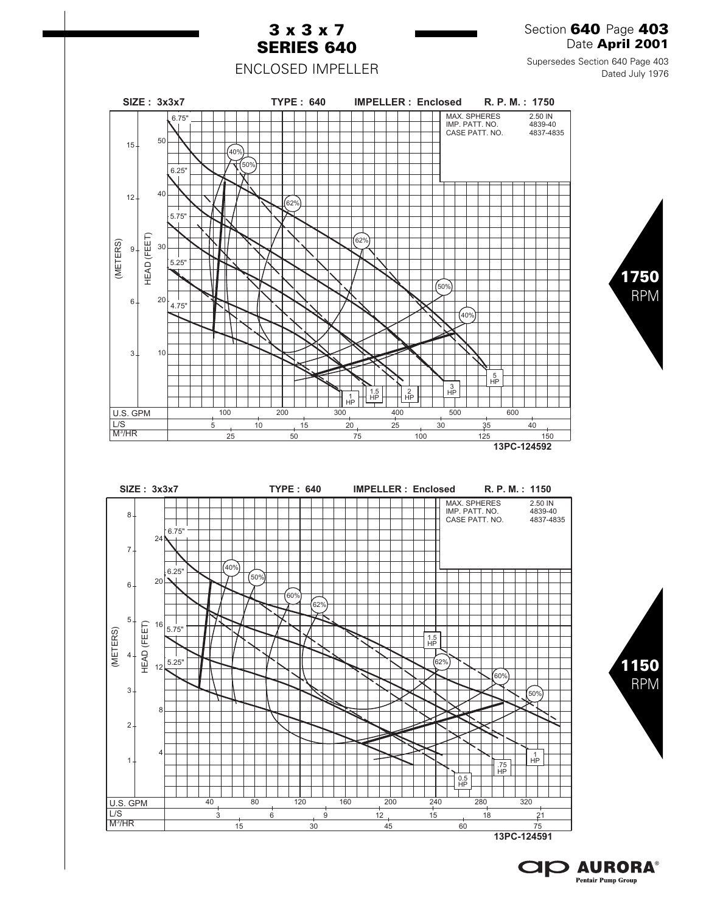# 3 x 3 x 7 SERIES 640

ENCLOSED IMPELLER

Section **640** Page **403**
Date **April 2001**

Supersedes Section 640 Page 403
Dated July 1976

**SIZE : 3x3x7 TYPE : 640 IMPELLER : Enclosed R. P. M. : 1750**

| MAX. SPHERES | 2.50 IN |
|---|---|
| IMP. PATT. NO. | 4839-40 |
| CASE PATT. NO. | 4837-4835 |

Impeller diameters: 6.75", 6.25", 5.75", 5.25", 4.75"

Efficiency: 40%, 50%, 62%, 62%, 50%, 40%

Horsepower: 1 HP, 1.5 HP, 2 HP, 3 HP, 5 HP

HEAD (FEET): 10, 20, 30, 40, 50
(METERS): 3, 6, 9, 12, 15

U.S. GPM: 100, 200, 300, 400, 500, 600
L/S: 5, 10, 15, 20, 25, 30, 35, 40
$M^3/HR$: 25, 50, 75, 100, 125, 150

13PC-124592

**1750** RPM

**SIZE : 3x3x7 TYPE : 640 IMPELLER : Enclosed R. P. M. : 1150**

| MAX. SPHERES | 2.50 IN |
|---|---|
| IMP. PATT. NO. | 4839-40 |
| CASE PATT. NO. | 4837-4835 |

Impeller diameters: 6.75", 6.25", 5.75", 5.25"

Efficiency: 40%, 50%, 60%, 62%, 62%, 60%, 50%

Horsepower: 0.5 HP, .75 HP, 1 HP, 1.5 HP

HEAD (FEET): 4, 8, 12, 16, 20, 24
(METERS): 1, 2, 3, 4, 5, 6, 7, 8

U.S. GPM: 40, 80, 120, 160, 200, 240, 280, 320
L/S: 3, 6, 9, 12, 15, 18, 21
$M^3/HR$: 15, 30, 45, 60, 75

13PC-124591

**1150** RPM

AURORA®
Pentair Pump Group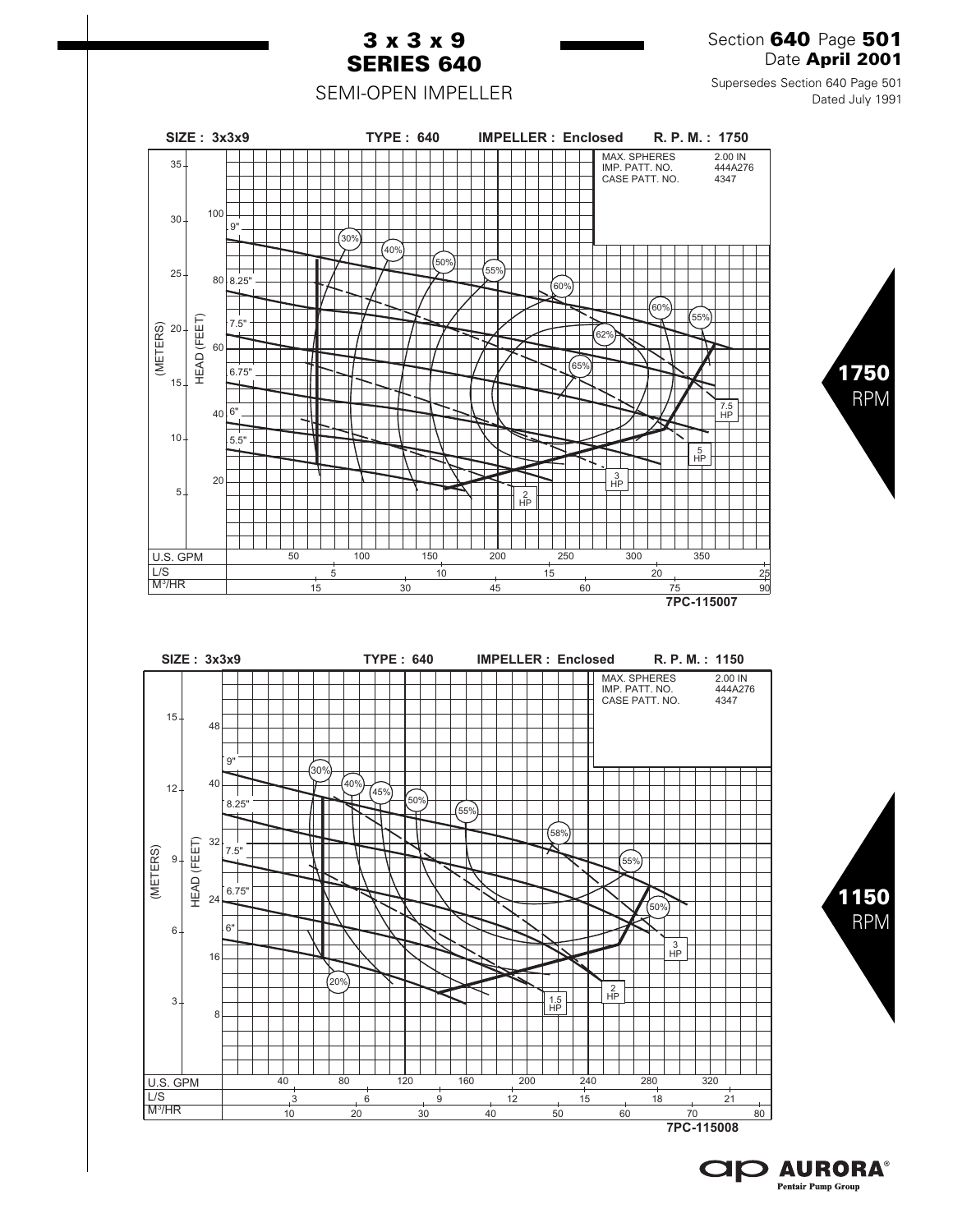# 3 x 3 x 9
# SERIES 640

SEMI-OPEN IMPELLER

Section **640** Page **501**
Date **April 2001**

Supersedes Section 640 Page 501
Dated July 1991

SIZE : 3x3x9 TYPE : 640 IMPELLER : Enclosed R. P. M. : 1750

MAX. SPHERES 2.00 IN
IMP. PATT. NO. 444A276
CASE PATT. NO. 4347

(METERS) 5 10 15 20 25 30 35
HEAD (FEET) 20 40 60 80 100

9"
8.25"
7.5"
6.75"
6"
5.5"

30% 40% 50% 55% 60% 62% 65% 60% 55%

2 HP
3 HP
5 HP
7.5 HP

U.S. GPM 50 100 150 200 250 300 350
L/S 5 10 15 20 25
M³/HR 15 30 45 60 75 90

7PC-115007

**1750** RPM

SIZE : 3x3x9 TYPE : 640 IMPELLER : Enclosed R. P. M. : 1150

MAX. SPHERES 2.00 IN
IMP. PATT. NO. 444A276
CASE PATT. NO. 4347

(METERS) 3 6 9 12 15
HEAD (FEET) 8 16 24 32 40 48

9"
8.25"
7.5"
6.75"
6"

20% 30% 40% 45% 50% 55% 58% 55% 50%

1.5 HP
2 HP
3 HP

U.S. GPM 40 80 120 160 200 240 280 320
L/S 3 6 9 12 15 18 21
M³/HR 10 20 30 40 50 60 70 80

7PC-115008

**1150** RPM

AURORA®
Pentair Pump Group